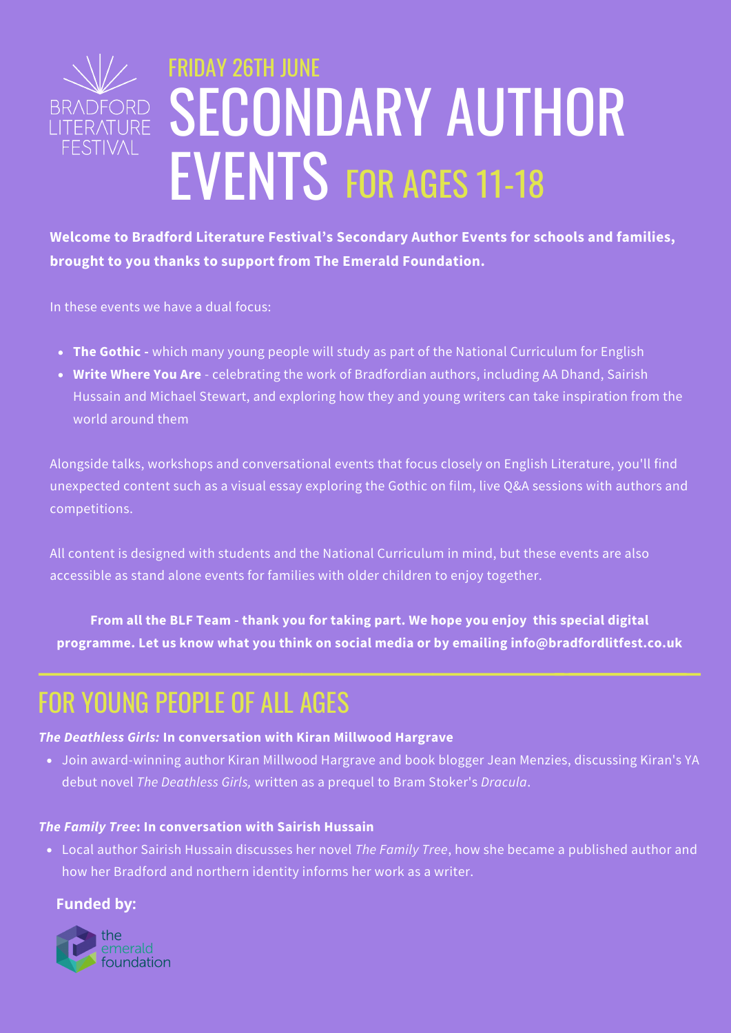BRADFORD LITERATURE FESTIVAL

FRIDAY 26TH JUNE

# SECONDARY AUTHOR EVENTS FOR AGES 11-18

**Welcome to Bradford Literature Festival's Secondary Author Events for schools and families, brought to you thanks to support from The Emerald Foundation.**

In these events we have a dual focus:

- **The Gothic -** which many young people will study as part of the National Curriculum for English
- **Write Where You Are** - celebrating the work of Bradfordian authors, including AA Dhand, Sairish Hussain and Michael Stewart, and exploring how they and young writers can take inspiration from the world around them

Alongside talks, workshops and conversational events that focus closely on English Literature, you'll find unexpected content such as a visual essay exploring the Gothic on film, live Q&A sessions with authors and competitions.

All content is designed with students and the National Curriculum in mind, but these events are also accessible as stand alone events for families with older children to enjoy together.

**From all the BLF Team - thank you for taking part. We hope you enjoy this special digital programme. Let us know what you think on social media or by emailing info@bradfordlitfest.co.uk**

## FOR YOUNG PEOPLE OF ALL AGES

***The Deathless Girls:* In conversation with Kiran Millwood Hargrave**

- Join award-winning author Kiran Millwood Hargrave and book blogger Jean Menzies, discussing Kiran's YA debut novel *The Deathless Girls,* written as a prequel to Bram Stoker's *Dracula*.

***The Family Tree*: In conversation with Sairish Hussain**

- Local author Sairish Hussain discusses her novel *The Family Tree*, how she became a published author and how her Bradford and northern identity informs her work as a writer.

**Funded by:**

the emerald foundation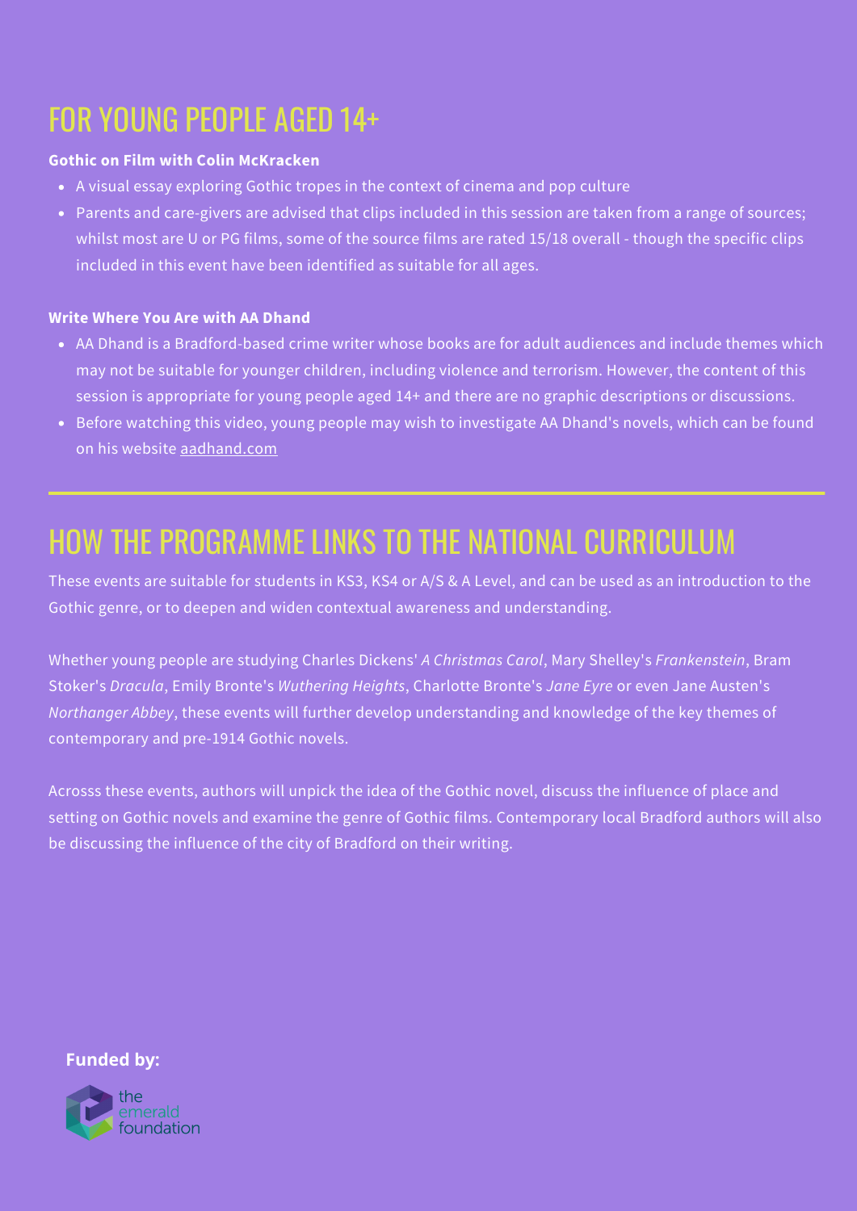# FOR YOUNG PEOPLE AGED 14+

**Gothic on Film with Colin McKracken**

- A visual essay exploring Gothic tropes in the context of cinema and pop culture
- Parents and care-givers are advised that clips included in this session are taken from a range of sources; whilst most are U or PG films, some of the source films are rated 15/18 overall - though the specific clips included in this event have been identified as suitable for all ages.

**Write Where You Are with AA Dhand**

- AA Dhand is a Bradford-based crime writer whose books are for adult audiences and include themes which may not be suitable for younger children, including violence and terrorism. However, the content of this session is appropriate for young people aged 14+ and there are no graphic descriptions or discussions.
- Before watching this video, young people may wish to investigate AA Dhand's novels, which can be found on his website aadhand.com

# HOW THE PROGRAMME LINKS TO THE NATIONAL CURRICULUM

These events are suitable for students in KS3, KS4 or A/S & A Level, and can be used as an introduction to the Gothic genre, or to deepen and widen contextual awareness and understanding.

Whether young people are studying Charles Dickens' *A Christmas Carol*, Mary Shelley's *Frankenstein*, Bram Stoker's *Dracula*, Emily Bronte's *Wuthering Heights*, Charlotte Bronte's *Jane Eyre* or even Jane Austen's *Northanger Abbey*, these events will further develop understanding and knowledge of the key themes of contemporary and pre-1914 Gothic novels.

Acrosss these events, authors will unpick the idea of the Gothic novel, discuss the influence of place and setting on Gothic novels and examine the genre of Gothic films. Contemporary local Bradford authors will also be discussing the influence of the city of Bradford on their writing.

**Funded by:**

the emerald foundation